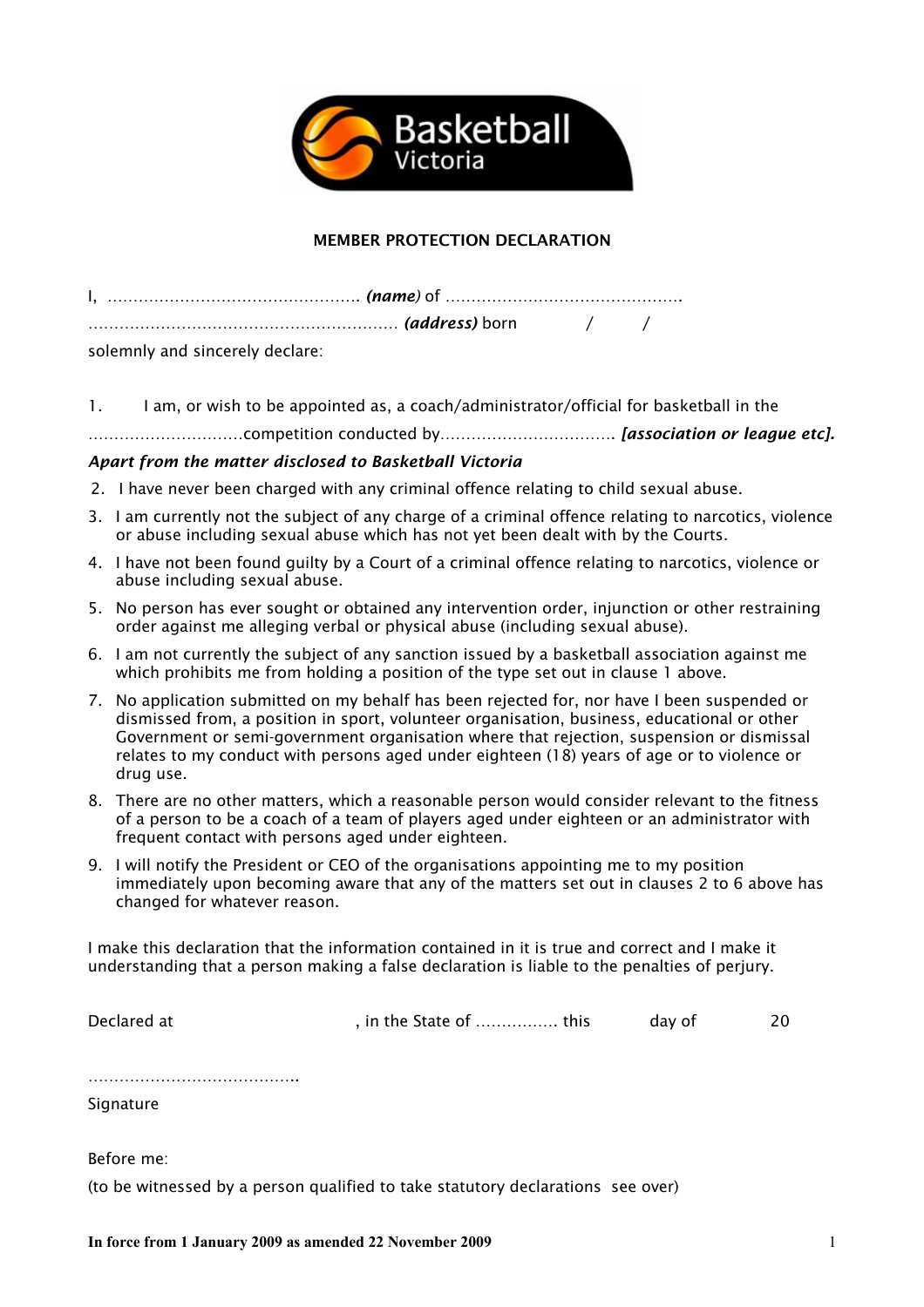Basketball Victoria

## MEMBER PROTECTION DECLARATION

I, ………………………………………….. ***(name)*** of ……………………………………….

…………………………………………………… ***(address)*** born / /

solemnly and sincerely declare:

1. I am, or wish to be appointed as, a coach/administrator/official for basketball in the …………………………competition conducted by……………………………. ***[association or league etc].***

***Apart from the matter disclosed to Basketball Victoria***

2. I have never been charged with any criminal offence relating to child sexual abuse.
3. I am currently not the subject of any charge of a criminal offence relating to narcotics, violence or abuse including sexual abuse which has not yet been dealt with by the Courts.
4. I have not been found guilty by a Court of a criminal offence relating to narcotics, violence or abuse including sexual abuse.
5. No person has ever sought or obtained any intervention order, injunction or other restraining order against me alleging verbal or physical abuse (including sexual abuse).
6. I am not currently the subject of any sanction issued by a basketball association against me which prohibits me from holding a position of the type set out in clause 1 above.
7. No application submitted on my behalf has been rejected for, nor have I been suspended or dismissed from, a position in sport, volunteer organisation, business, educational or other Government or semi-government organisation where that rejection, suspension or dismissal relates to my conduct with persons aged under eighteen (18) years of age or to violence or drug use.
8. There are no other matters, which a reasonable person would consider relevant to the fitness of a person to be a coach of a team of players aged under eighteen or an administrator with frequent contact with persons aged under eighteen.
9. I will notify the President or CEO of the organisations appointing me to my position immediately upon becoming aware that any of the matters set out in clauses 2 to 6 above has changed for whatever reason.

I make this declaration that the information contained in it is true and correct and I make it understanding that a person making a false declaration is liable to the penalties of perjury.

Declared at , in the State of ……………. this day of 20

…………………………………..

Signature

Before me:

(to be witnessed by a person qualified to take statutory declarations see over)

**In force from 1 January 2009 as amended 22 November 2009**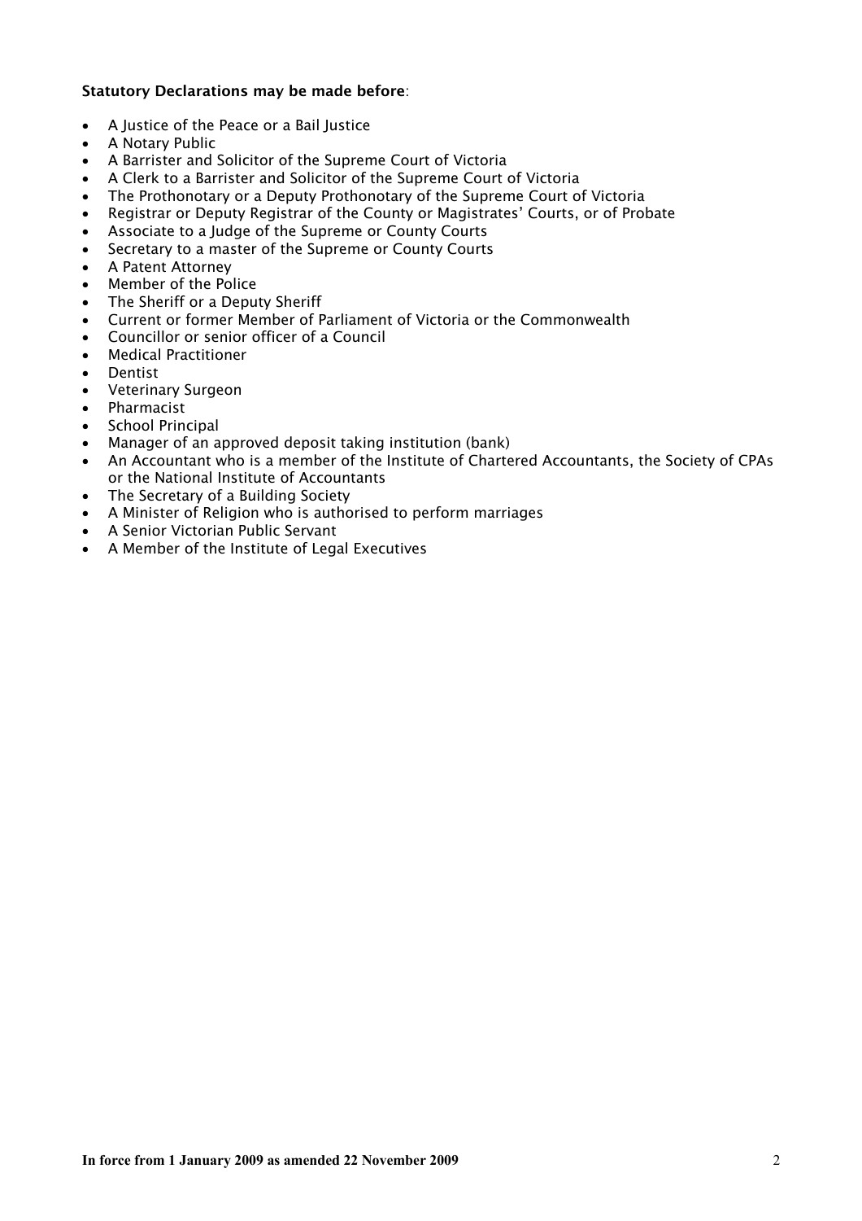**Statutory Declarations may be made before**:

- A Justice of the Peace or a Bail Justice
- A Notary Public
- A Barrister and Solicitor of the Supreme Court of Victoria
- A Clerk to a Barrister and Solicitor of the Supreme Court of Victoria
- The Prothonotary or a Deputy Prothonotary of the Supreme Court of Victoria
- Registrar or Deputy Registrar of the County or Magistrates' Courts, or of Probate
- Associate to a Judge of the Supreme or County Courts
- Secretary to a master of the Supreme or County Courts
- A Patent Attorney
- Member of the Police
- The Sheriff or a Deputy Sheriff
- Current or former Member of Parliament of Victoria or the Commonwealth
- Councillor or senior officer of a Council
- Medical Practitioner
- Dentist
- Veterinary Surgeon
- Pharmacist
- School Principal
- Manager of an approved deposit taking institution (bank)
- An Accountant who is a member of the Institute of Chartered Accountants, the Society of CPAs or the National Institute of Accountants
- The Secretary of a Building Society
- A Minister of Religion who is authorised to perform marriages
- A Senior Victorian Public Servant
- A Member of the Institute of Legal Executives

**In force from 1 January 2009 as amended 22 November 2009**